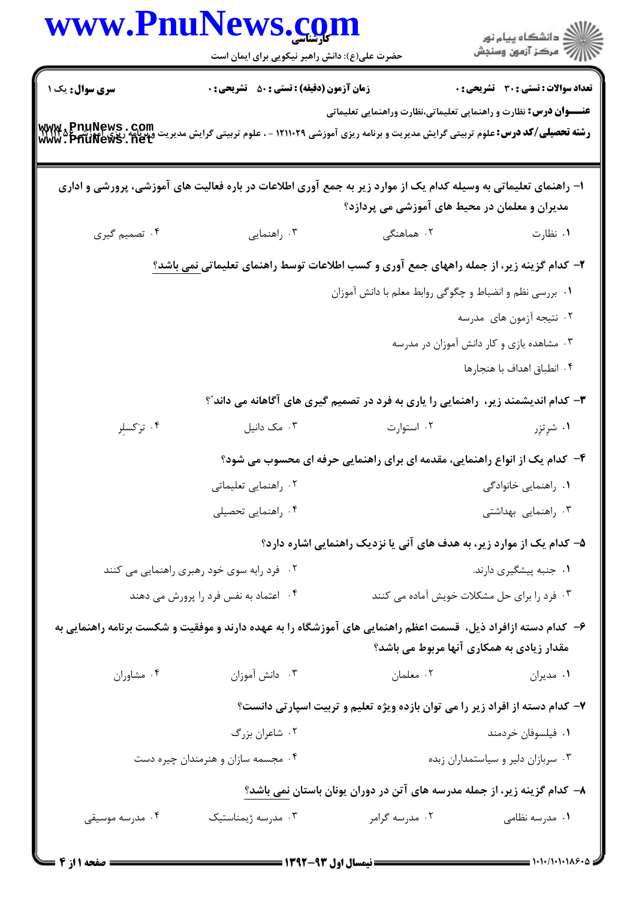**سری سوال:** یک ۱

**زمان آزمون (دقیقه) : تستی : ۵۰ تشریحی : ۰**

**تعداد سوالات : تستی : ۳۰ تشریحی : ۰**

**عنـــوان درس:** نظارت و راهنمایی تعلیماتی،نظارت وراهنمایی تعلیماتی

**رشته تحصیلی/کد درس:** علوم تربیتی گرایش مدیریت و برنامه ریزی آموزشی ۱۲۱۱۰۲۹ - ، علوم تربیتی گرایش مدیریت وبرنامه ریزی آموزشی ۱۲۱۱۴۵۵

۱- راهنمای تعلیماتی به وسیله کدام یک از موارد زیر به جمع آوری اطلاعات در باره فعالیت های آموزشی، پرورشی و اداری مدیران و معلمان در محیط های آموزشی می پردازد؟

۱. نظارت
۲. هماهنگی
۳. راهنمایی
۴. تصمیم گیری

۲- کدام گزینه زیر، از جمله راههای جمع آوری و کسب اطلاعات توسط راهنمای تعلیماتی نمی باشد؟

۱. بررسی نظم و انضباط و چگوگی روابط معلم با دانش آموزان
۲. نتیجه آزمون های مدرسه
۳. مشاهده بازی و کار دانش آموزان در مدرسه
۴. انطباق اهداف با هنجارها

۳- کدام اندیشمند زیر، راهنمایی را یاری به فرد در تصمیم گیری های آگاهانه می داند"؟

۱. شرتزر
۲. استوارت
۳. مک دانیل
۴. ترَکسلِر

۴- کدام یک از انواع راهنمایی، مقدمه ای برای راهنمایی حرفه ای محسوب می شود؟

۱. راهنمایی خانوادگی
۲. راهنمایی تعلیماتی
۳. راهنمایی بهداشتی
۴. راهنمایی تحصیلی

۵- کدام یک از موارد زیر، به هدف های آنی یا نزدیک راهنمایی اشاره دارد؟

۱. جنبه پیشگیری دارند.
۲. فرد رابه سوی خود رهبری راهنمایی می کنند
۳. فرد را برای حل مشکلات خویش آماده می کنند
۴. اعتماد به نفس فرد را پرورش می دهند

۶- کدام دسته ازافراد ذیل، قسمت اعظم راهنمایی های آموزشگاه را به عهده دارند و موفقیت و شکست برنامه راهنمایی به مقدار زیادی به همکاری آنها مربوط می باشد؟

۱. مدیران
۲. معلمان
۳. دانش آموزان
۴. مشاوران

۷- کدام دسته از افراد زیر را می توان بازده ویژه تعلیم و تربیت اسپارتی دانست؟

۱. فیلسوفان خردمند
۲. شاعران بزرگ
۳. سربازان دلیر و سیاستمداران زبده
۴. مجسمه سازان و هنرمندان چیره دست

۸- کدام گزینه زیر، از جمله مدرسه های آتن در دوران یونان باستان نمی باشد؟

۱. مدرسه نظامی
۲. مدرسه گرامر
۳. مدرسه ژیمناستیک
۴. مدرسه موسیقی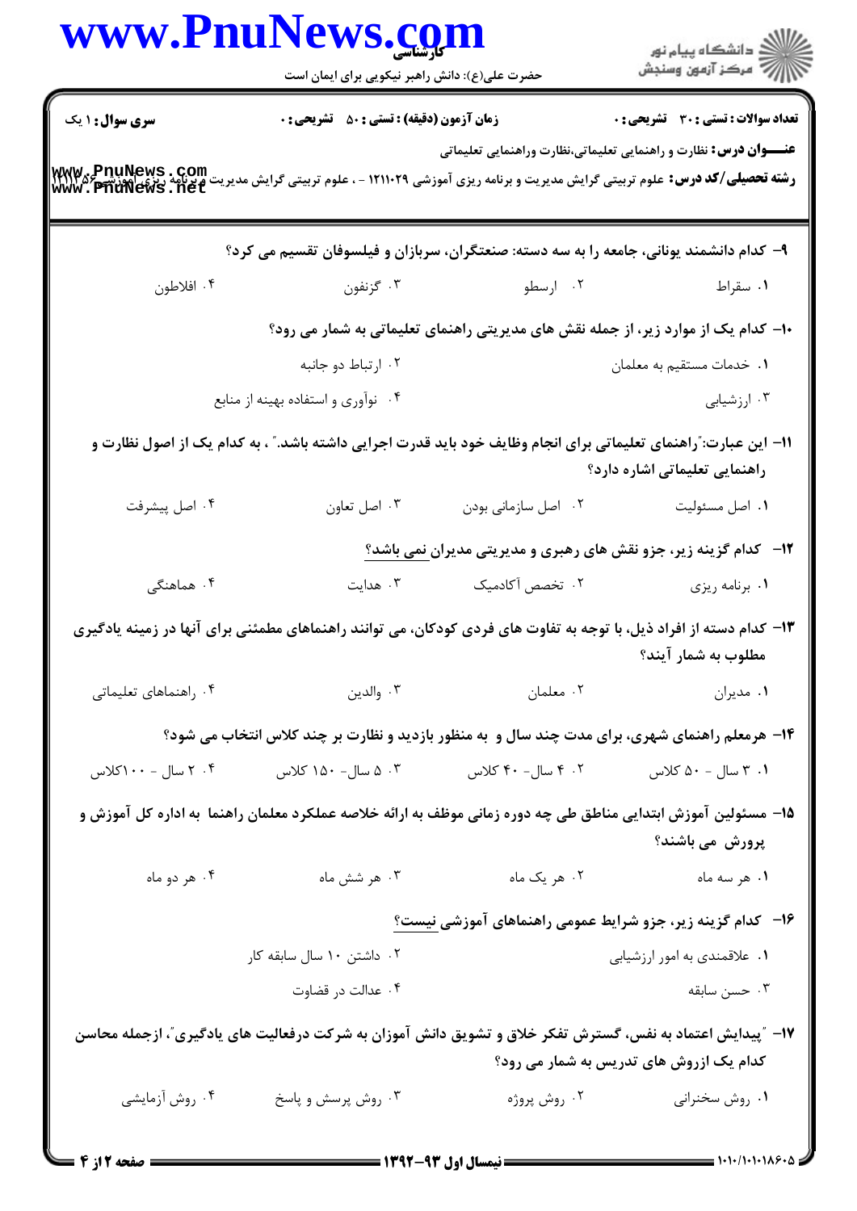**سری سؤال:** ۱ یک

**زمان آزمون (دقیقه) : تستی :** ۵۰ **تشریحی :** ۰

**تعداد سوالات : تستی :** ۳۰ **تشریحی :** ۰

**عنـــوان درس:** نظارت و راهنمایی تعلیماتی،نظارت وراهنمایی تعلیماتی

**رشته تحصیلی/کد درس:** علوم تربیتی گرایش مدیریت و برنامه ریزی آموزشی ۱۲۱۱۰۲۹ - ، علوم تربیتی گرایش مدیریت و برنامه ریزی آموزشی ۱۲۱۱۳۵۶

۹- کدام دانشمند یونانی، جامعه را به سه دسته: صنعتگران، سربازان و فیلسوفان تقسیم می کرد؟

۱. سقراط ۲. ارسطو ۳. گزنفون ۴. افلاطون

۱۰- کدام یک از موارد زیر، از جمله نقش های مدیریتی راهنمای تعلیماتی به شمار می رود؟

۱. خدمات مستقیم به معلمان ۲. ارتباط دو جانبه ۳. ارزشیابی ۴. نوآوری و استفاده بهینه از منابع

۱۱- این عبارت:"راهنمای تعلیماتی برای انجام وظایف خود باید قدرت اجرایی داشته باشد." ، به کدام یک از اصول نظارت و راهنمایی تعلیماتی اشاره دارد؟

۱. اصل مسئولیت ۲. اصل سازمانی بودن ۳. اصل تعاون ۴. اصل پیشرفت

۱۲- کدام گزینه زیر، جزو نقش های رهبری و مدیریتی مدیران نمی باشد؟

۱. برنامه ریزی ۲. تخصص آکادمیک ۳. هدایت ۴. هماهنگی

۱۳- کدام دسته از افراد ذیل، با توجه به تفاوت های فردی کودکان، می توانند راهنماهای مطمئنی برای آنها در زمینه یادگیری مطلوب به شمار آیند؟

۱. مدیران ۲. معلمان ۳. والدین ۴. راهنماهای تعلیماتی

۱۴- هرمعلم راهنمای شهری، برای مدت چند سال و به منظور بازدید و نظارت بر چند کلاس انتخاب می شود؟

۱. ۳ سال - ۵۰ کلاس ۲. ۴ سال- ۴۰ کلاس ۳. ۵ سال- ۱۵۰ کلاس ۴. ۲ سال - ۱۰۰کلاس

۱۵- مسئولین آموزش ابتدایی مناطق طی چه دوره زمانی موظف به ارائه خلاصه عملکرد معلمان راهنما به اداره کل آموزش و پرورش می باشند؟

۱. هر سه ماه ۲. هر یک ماه ۳. هر شش ماه ۴. هر دو ماه

۱۶- کدام گزینه زیر، جزو شرایط عمومی راهنماهای آموزشی نیست؟

۱. علاقمندی به امور ارزشیابی ۲. داشتن ۱۰ سال سابقه کار ۳. حسن سابقه ۴. عدالت در قضاوت

۱۷- "پیدایش اعتماد به نفس، گسترش تفکر خلاق و تشویق دانش آموزان به شرکت درفعالیت های یادگیری"، ازجمله محاسن کدام یک ازروش های تدریس به شمار می رود؟

۱. روش سخنرانی ۲. روش پروژه ۳. روش پرسش و پاسخ ۴. روش آزمایشی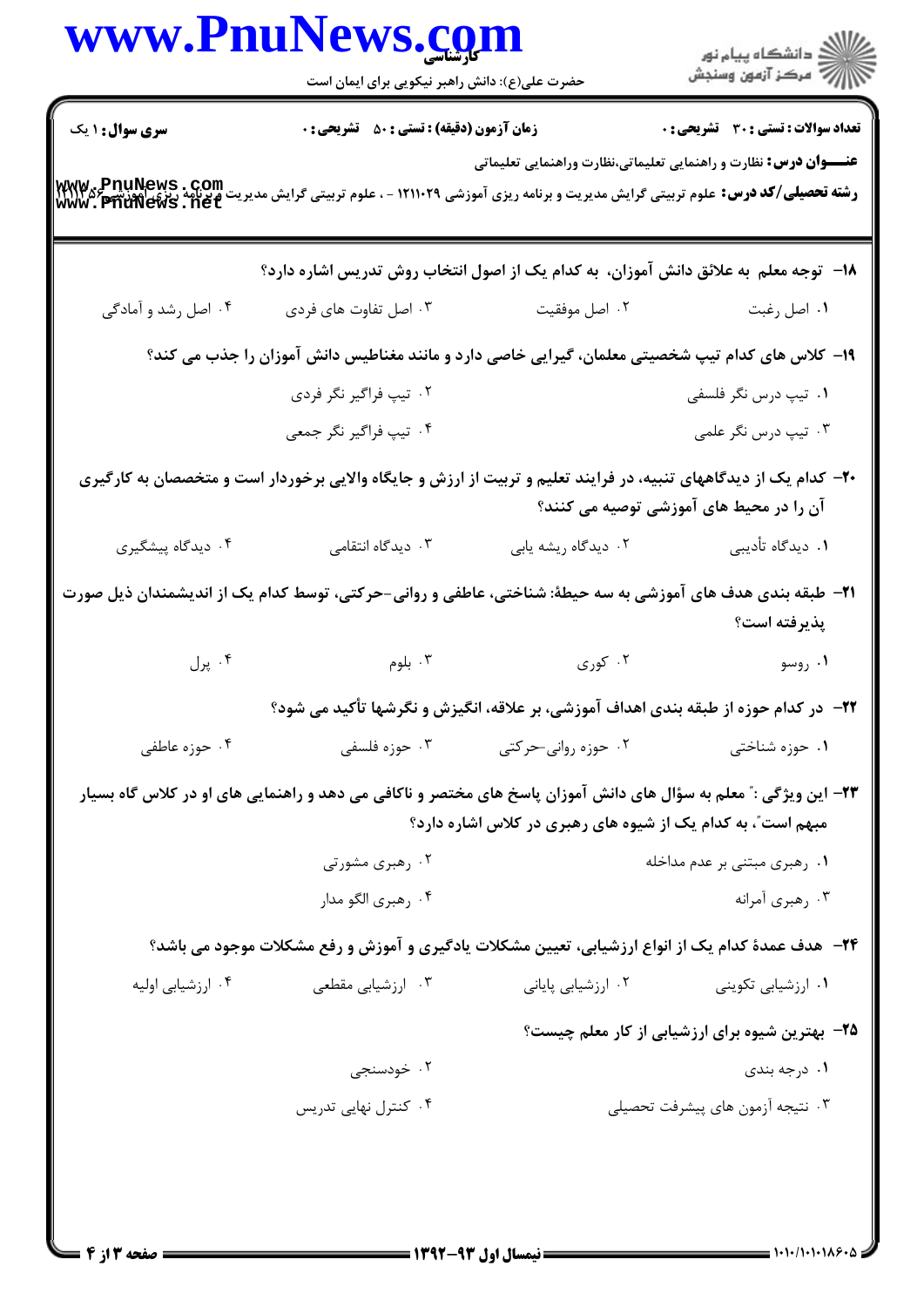**سری سوال:** ۱ یک | **زمان آزمون (دقیقه) : تستی :** ۵۰ **تشریحی :** ۰ | **تعداد سوالات : تستی :** ۳۰ **تشریحی :** ۰

**عنـــوان درس:** نظارت و راهنمایی تعلیماتی،نظارت وراهنمایی تعلیماتی

**رشته تحصیلی/کد درس:** علوم تربیتی گرایش مدیریت و برنامه ریزی آموزشی ۱۲۱۱۰۲۹ - ، علوم تربیتی گرایش مدیریت وبرنامه ریزی آموزشی

---

**۱۸- توجه معلم به علائق دانش آموزان، به کدام یک از اصول انتخاب روش تدریس اشاره دارد؟**

۱. اصل رغبت
۲. اصل موفقیت
۳. اصل تفاوت های فردی
۴. اصل رشد و آمادگی

**۱۹- کلاس های کدام تیپ شخصیتی معلمان، گیرایی خاصی دارد و مانند مغناطیس دانش آموزان را جذب می کند؟**

۱. تیپ درس نگر فلسفی
۲. تیپ فراگیر نگر فردی
۳. تیپ درس نگر علمی
۴. تیپ فراگیر نگر جمعی

**۲۰- کدام یک از دیدگاههای تنبیه، در فرایند تعلیم و تربیت از ارزش و جایگاه والایی برخوردار است و متخصصان به کارگیری آن را در محیط های آموزشی توصیه می کنند؟**

۱. دیدگاه تأدیبی
۲. دیدگاه ریشه یابی
۳. دیدگاه انتقامی
۴. دیدگاه پیشگیری

**۲۱- طبقه بندی هدف های آموزشی به سه حیطهٔ: شناختی، عاطفی و روانی-حرکتی، توسط کدام یک از اندیشمندان ذیل صورت پذیرفته است؟**

۱. روسو
۲. کوری
۳. بلوم
۴. پرل

**۲۲- در کدام حوزه از طبقه بندی اهداف آموزشی، بر علاقه، انگیزش و نگرشها تأکید می شود؟**

۱. حوزه شناختی
۲. حوزه روانی-حرکتی
۳. حوزه فلسفی
۴. حوزه عاطفی

**۲۳- این ویژگی : " معلم به سؤال های دانش آموزان پاسخ های مختصر و ناکافی می دهد و راهنمایی های او در کلاس گاه بسیار مبهم است"، به کدام یک از شیوه های رهبری در کلاس اشاره دارد؟**

۱. رهبری مبتنی بر عدم مداخله
۲. رهبری مشورتی
۳. رهبری آمرانه
۴. رهبری الگو مدار

**۲۴- هدف عمدهٔ کدام یک از انواع ارزشیابی، تعیین مشکلات یادگیری و آموزش و رفع مشکلات موجود می باشد؟**

۱. ارزشیابی تکوینی
۲. ارزشیابی پایانی
۳. ارزشیابی مقطعی
۴. ارزشیابی اولیه

**۲۵- بهترین شیوه برای ارزشیابی از کار معلم چیست؟**

۱. درجه بندی
۲. خودسنجی
۳. نتیجه آزمون های پیشرفت تحصیلی
۴. کنترل نهایی تدریس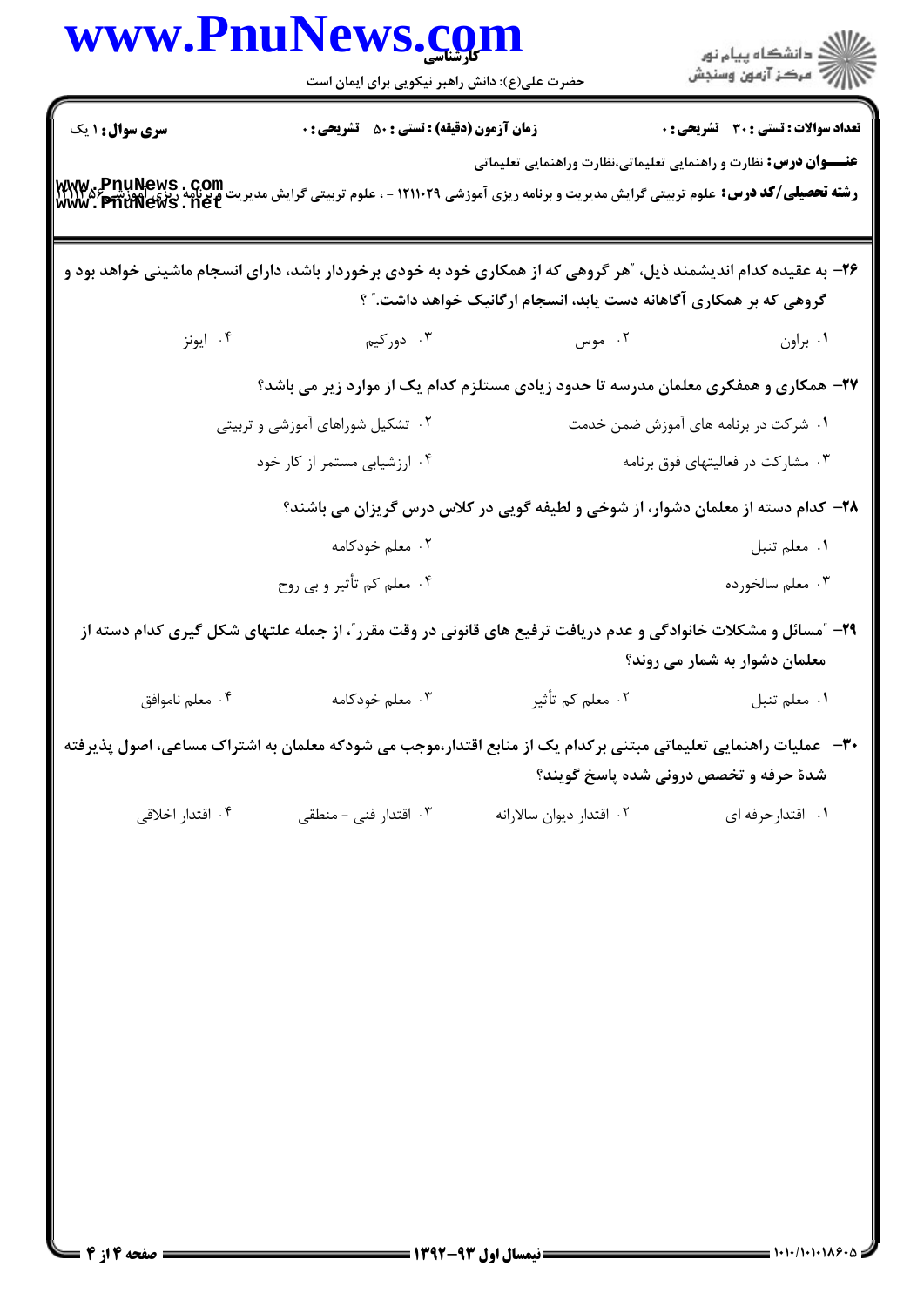**سری سوال:** ۱ یک

**زمان آزمون (دقیقه) : تستی : ۵۰ تشریحی : ۰**

**تعداد سوالات : تستی : ۳۰ تشریحی : ۰**

**عنـــوان درس:** نظارت و راهنمایی تعلیماتی،نظارت وراهنمایی تعلیماتی

**رشته تحصیلی/کد درس:** علوم تربیتی گرایش مدیریت و برنامه ریزی آموزشی ۱۲۱۱۰۲۹ - ، علوم تربیتی گرایش مدیریت وبرنامه ریزی آموزشی۱۱۱۳۰۵۶

**۲۶- به عقیده کدام اندیشمند ذیل، "هر گروهی که از همکاری خود به خودی برخوردار باشد، دارای انسجام ماشینی خواهد بود و گروهی که بر همکاری آگاهانه دست یابد، انسجام ارگانیک خواهد داشت." ؟**

۱. براون

۲. موس

۳. دورکیم

۴. ایونز

**۲۷- همکاری و همفکری معلمان مدرسه تا حدود زیادی مستلزم کدام یک از موارد زیر می باشد؟**

۱. شرکت در برنامه های آموزش ضمن خدمت

۲. تشکیل شوراهای آموزشی و تربیتی

۳. مشارکت در فعالیتهای فوق برنامه

۴. ارزشیابی مستمر از کار خود

**۲۸- کدام دسته از معلمان دشوار، از شوخی و لطیفه گویی در کلاس درس گریزان می باشند؟**

۱. معلم تنبل

۲. معلم خودکامه

۳. معلم سالخورده

۴. معلم کم تأثیر و بی روح

**۲۹- "مسائل و مشکلات خانوادگی و عدم دریافت ترفیع های قانونی در وقت مقرر"، از جمله علتهای شکل گیری کدام دسته از معلمان دشوار به شمار می روند؟**

۱. معلم تنبل

۲. معلم کم تأثیر

۳. معلم خودکامه

۴. معلم ناموافق

**۳۰- عملیات راهنمایی تعلیماتی مبتنی برکدام یک از منابع اقتدار،موجب می شودکه معلمان به اشتراک مساعی، اصول پذیرفته شدهٔ حرفه و تخصص درونی شده پاسخ گویند؟**

۱. اقتدارحرفه ای

۲. اقتدار دیوان سالارانه

۳. اقتدار فنی - منطقی

۴. اقتدار اخلاقی